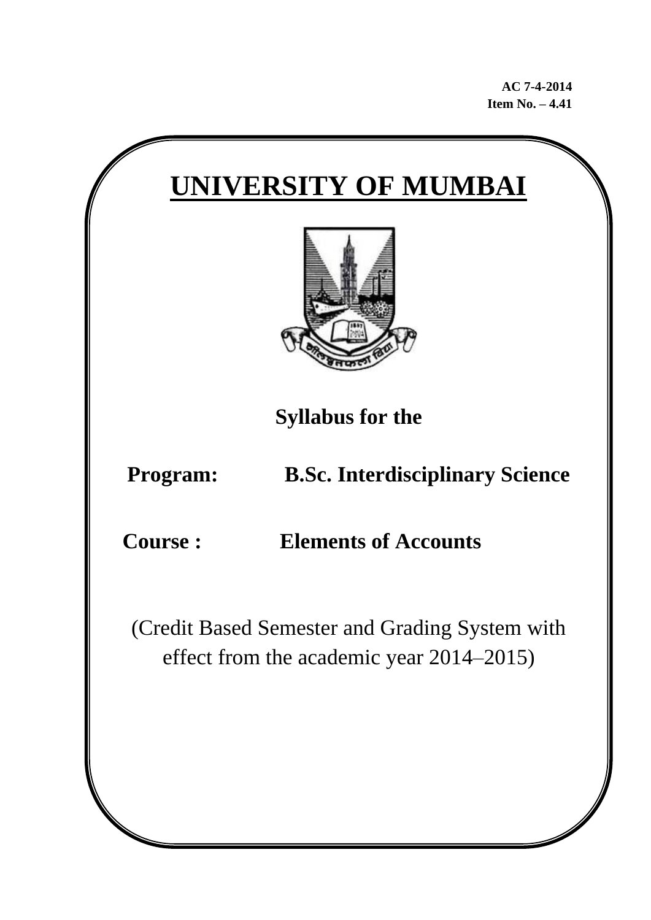**AC 7-4-2014**
**Item No. – 4.41**

# UNIVERSITY OF MUMBAI

**Syllabus for the**

**Program: B.Sc. Interdisciplinary Science**

**Course : Elements of Accounts**

(Credit Based Semester and Grading System with effect from the academic year 2014–2015)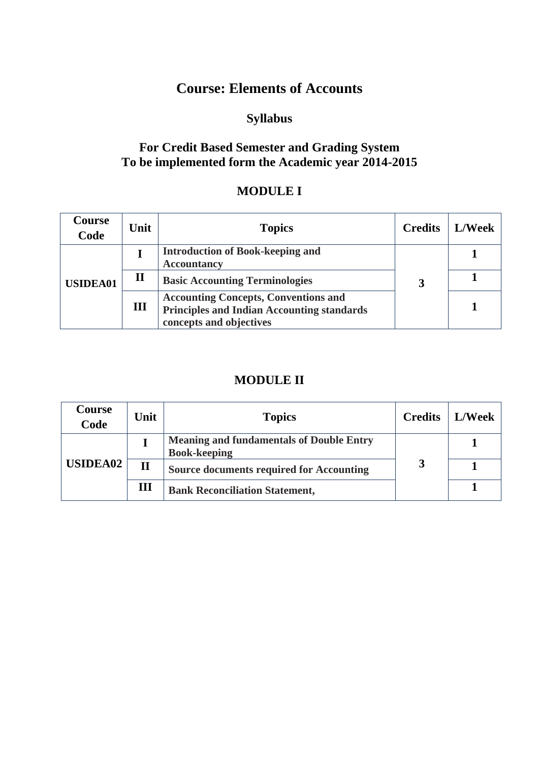# Course: Elements of Accounts

## Syllabus

## For Credit Based Semester and Grading System
## To be implemented form the Academic year 2014-2015

## MODULE I

| Course Code | Unit | Topics | Credits | L/Week |
|---|---|---|---|---|
| USIDEA01 | I | Introduction of Book-keeping and Accountancy | 3 | 1 |
| | II | Basic Accounting Terminologies | | 1 |
| | III | Accounting Concepts, Conventions and Principles and Indian Accounting standards concepts and objectives | | 1 |

## MODULE II

| Course Code | Unit | Topics | Credits | L/Week |
|---|---|---|---|---|
| USIDEA02 | I | Meaning and fundamentals of Double Entry Book-keeping | 3 | 1 |
| | II | Source documents required for Accounting | | 1 |
| | III | Bank Reconciliation Statement, | | 1 |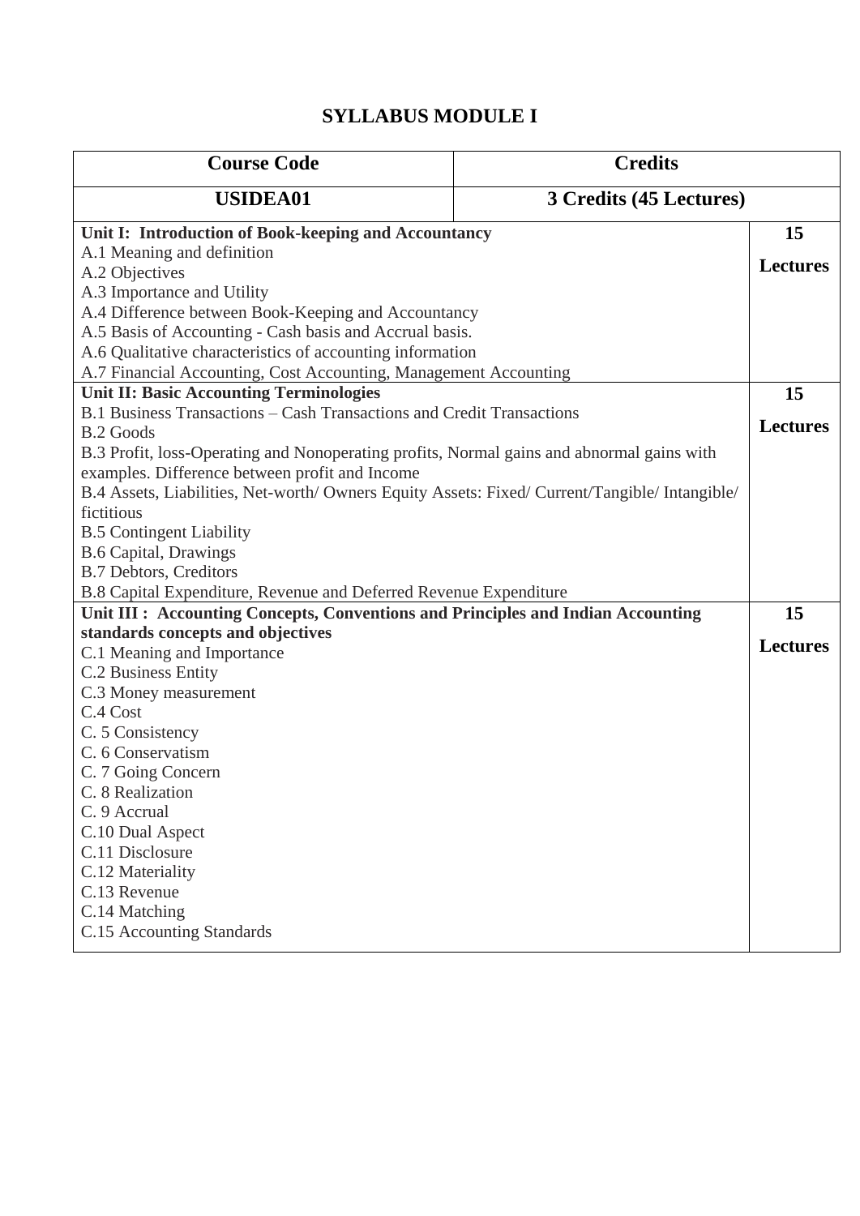# SYLLABUS MODULE I

| Course Code | Credits |
|---|---|
| **USIDEA01** | **3 Credits (45 Lectures)** |

| Content | Lectures |
|---|---|
| **Unit I: Introduction of Book-keeping and Accountancy**<br>A.1 Meaning and definition<br>A.2 Objectives<br>A.3 Importance and Utility<br>A.4 Difference between Book-Keeping and Accountancy<br>A.5 Basis of Accounting - Cash basis and Accrual basis.<br>A.6 Qualitative characteristics of accounting information<br>A.7 Financial Accounting, Cost Accounting, Management Accounting | **15 Lectures** |
| **Unit II: Basic Accounting Terminologies**<br>B.1 Business Transactions – Cash Transactions and Credit Transactions<br>B.2 Goods<br>B.3 Profit, loss-Operating and Nonoperating profits, Normal gains and abnormal gains with examples. Difference between profit and Income<br>B.4 Assets, Liabilities, Net-worth/ Owners Equity Assets: Fixed/ Current/Tangible/ Intangible/ fictitious<br>B.5 Contingent Liability<br>B.6 Capital, Drawings<br>B.7 Debtors, Creditors<br>B.8 Capital Expenditure, Revenue and Deferred Revenue Expenditure | **15 Lectures** |
| **Unit III : Accounting Concepts, Conventions and Principles and Indian Accounting standards concepts and objectives**<br>C.1 Meaning and Importance<br>C.2 Business Entity<br>C.3 Money measurement<br>C.4 Cost<br>C. 5 Consistency<br>C. 6 Conservatism<br>C. 7 Going Concern<br>C. 8 Realization<br>C. 9 Accrual<br>C.10 Dual Aspect<br>C.11 Disclosure<br>C.12 Materiality<br>C.13 Revenue<br>C.14 Matching<br>C.15 Accounting Standards | **15 Lectures** |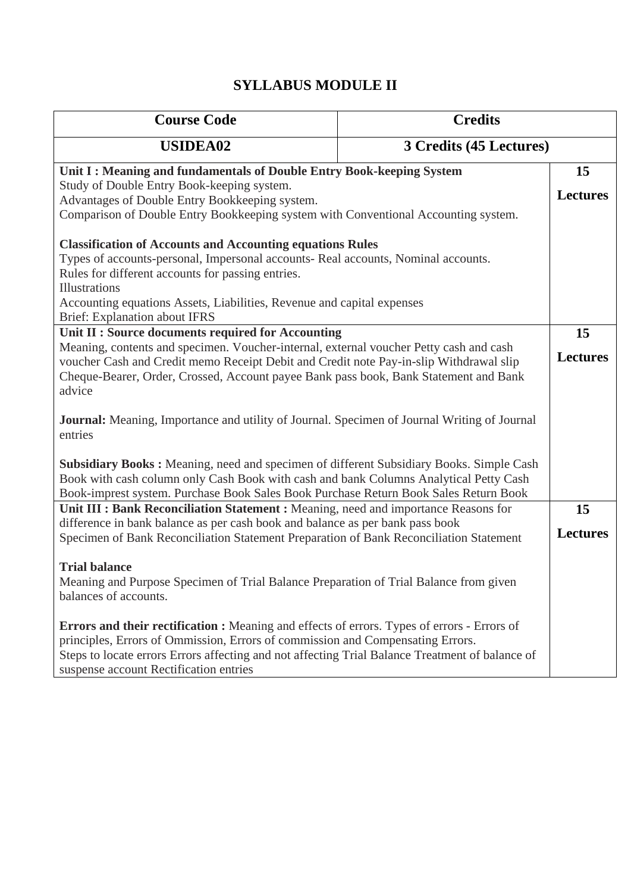# SYLLABUS MODULE II

| Course Code | Credits | |
|---|---|---|
| **USIDEA02** | **3 Credits (45 Lectures)** | |
| **Unit I : Meaning and fundamentals of Double Entry Book-keeping System**<br>Study of Double Entry Book-keeping system.<br>Advantages of Double Entry Bookkeeping system.<br>Comparison of Double Entry Bookkeeping system with Conventional Accounting system.<br><br>**Classification of Accounts and Accounting equations Rules**<br>Types of accounts-personal, Impersonal accounts- Real accounts, Nominal accounts.<br>Rules for different accounts for passing entries.<br>Illustrations<br>Accounting equations Assets, Liabilities, Revenue and capital expenses<br>Brief: Explanation about IFRS | | **15 Lectures** |
| **Unit II : Source documents required for Accounting**<br>Meaning, contents and specimen. Voucher-internal, external voucher Petty cash and cash voucher Cash and Credit memo Receipt Debit and Credit note Pay-in-slip Withdrawal slip Cheque-Bearer, Order, Crossed, Account payee Bank pass book, Bank Statement and Bank advice<br><br>**Journal:** Meaning, Importance and utility of Journal. Specimen of Journal Writing of Journal entries<br><br>**Subsidiary Books :** Meaning, need and specimen of different Subsidiary Books. Simple Cash Book with cash column only Cash Book with cash and bank Columns Analytical Petty Cash Book-imprest system. Purchase Book Sales Book Purchase Return Book Sales Return Book | | **15 Lectures** |
| **Unit III : Bank Reconciliation Statement :** Meaning, need and importance Reasons for difference in bank balance as per cash book and balance as per bank pass book<br>Specimen of Bank Reconciliation Statement Preparation of Bank Reconciliation Statement<br><br>**Trial balance**<br>Meaning and Purpose Specimen of Trial Balance Preparation of Trial Balance from given balances of accounts.<br><br>**Errors and their rectification :** Meaning and effects of errors. Types of errors - Errors of principles, Errors of Ommission, Errors of commission and Compensating Errors.<br>Steps to locate errors Errors affecting and not affecting Trial Balance Treatment of balance of suspense account Rectification entries | | **15 Lectures** |